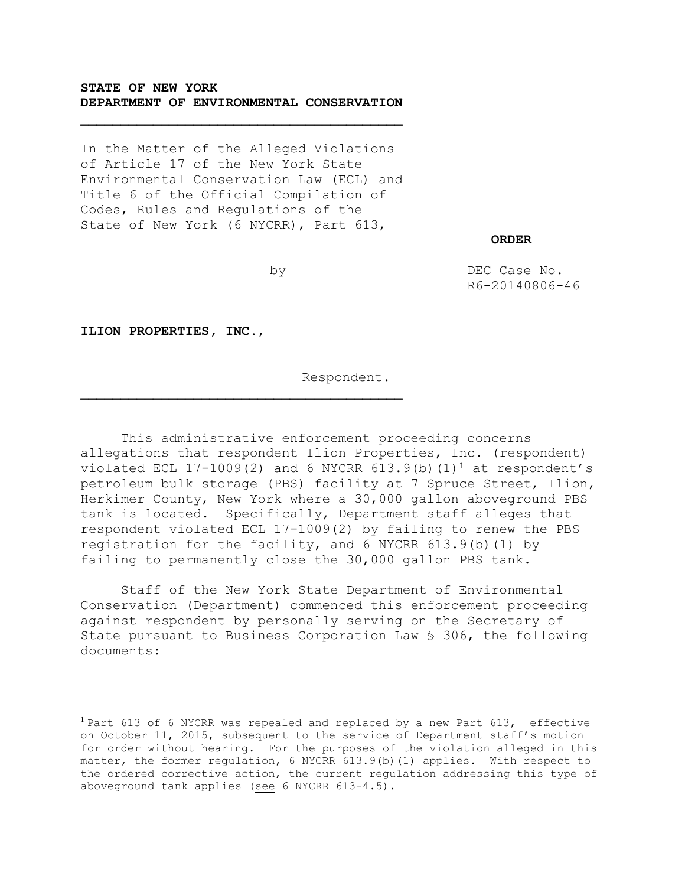**STATE OF NEW YORK**
**DEPARTMENT OF ENVIRONMENTAL CONSERVATION**

---

In the Matter of the Alleged Violations of Article 17 of the New York State Environmental Conservation Law (ECL) and Title 6 of the Official Compilation of Codes, Rules and Regulations of the State of New York (6 NYCRR), Part 613,

**ORDER**

by

DEC Case No. R6-20140806-46

**ILION PROPERTIES, INC.,**

Respondent.

---

This administrative enforcement proceeding concerns allegations that respondent Ilion Properties, Inc. (respondent) violated ECL 17-1009(2) and 6 NYCRR 613.9(b)(1)[1] at respondent's petroleum bulk storage (PBS) facility at 7 Spruce Street, Ilion, Herkimer County, New York where a 30,000 gallon aboveground PBS tank is located. Specifically, Department staff alleges that respondent violated ECL 17-1009(2) by failing to renew the PBS registration for the facility, and 6 NYCRR 613.9(b)(1) by failing to permanently close the 30,000 gallon PBS tank.

Staff of the New York State Department of Environmental Conservation (Department) commenced this enforcement proceeding against respondent by personally serving on the Secretary of State pursuant to Business Corporation Law § 306, the following documents:

---

[1] Part 613 of 6 NYCRR was repealed and replaced by a new Part 613, effective on October 11, 2015, subsequent to the service of Department staff's motion for order without hearing. For the purposes of the violation alleged in this matter, the former regulation, 6 NYCRR 613.9(b)(1) applies. With respect to the ordered corrective action, the current regulation addressing this type of aboveground tank applies (see 6 NYCRR 613-4.5).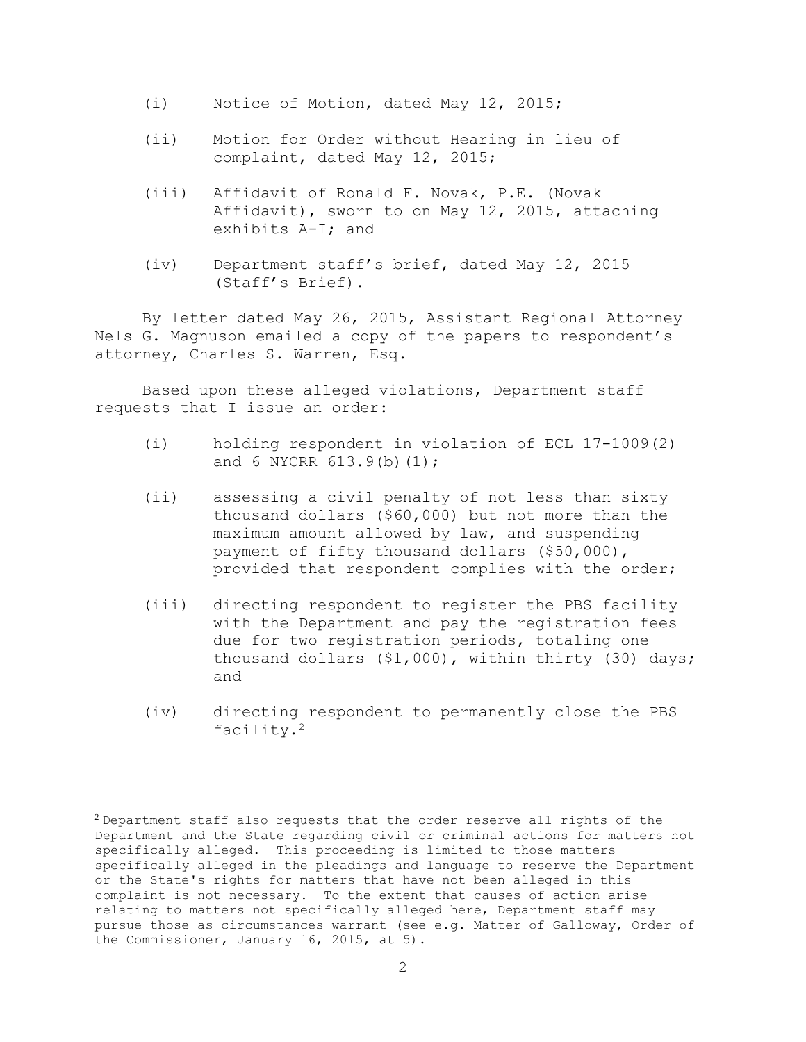(i) Notice of Motion, dated May 12, 2015;

(ii) Motion for Order without Hearing in lieu of complaint, dated May 12, 2015;

(iii) Affidavit of Ronald F. Novak, P.E. (Novak Affidavit), sworn to on May 12, 2015, attaching exhibits A-I; and

(iv) Department staff's brief, dated May 12, 2015 (Staff's Brief).

By letter dated May 26, 2015, Assistant Regional Attorney Nels G. Magnuson emailed a copy of the papers to respondent's attorney, Charles S. Warren, Esq.

Based upon these alleged violations, Department staff requests that I issue an order:

(i) holding respondent in violation of ECL 17-1009(2) and 6 NYCRR 613.9(b)(1);

(ii) assessing a civil penalty of not less than sixty thousand dollars ($60,000) but not more than the maximum amount allowed by law, and suspending payment of fifty thousand dollars ($50,000), provided that respondent complies with the order;

(iii) directing respondent to register the PBS facility with the Department and pay the registration fees due for two registration periods, totaling one thousand dollars ($1,000), within thirty (30) days; and

(iv) directing respondent to permanently close the PBS facility.[2]

---

[2] Department staff also requests that the order reserve all rights of the Department and the State regarding civil or criminal actions for matters not specifically alleged. This proceeding is limited to those matters specifically alleged in the pleadings and language to reserve the Department or the State's rights for matters that have not been alleged in this complaint is not necessary. To the extent that causes of action arise relating to matters not specifically alleged here, Department staff may pursue those as circumstances warrant (<u>see</u> <u>e.g.</u> <u>Matter of Galloway</u>, Order of the Commissioner, January 16, 2015, at 5).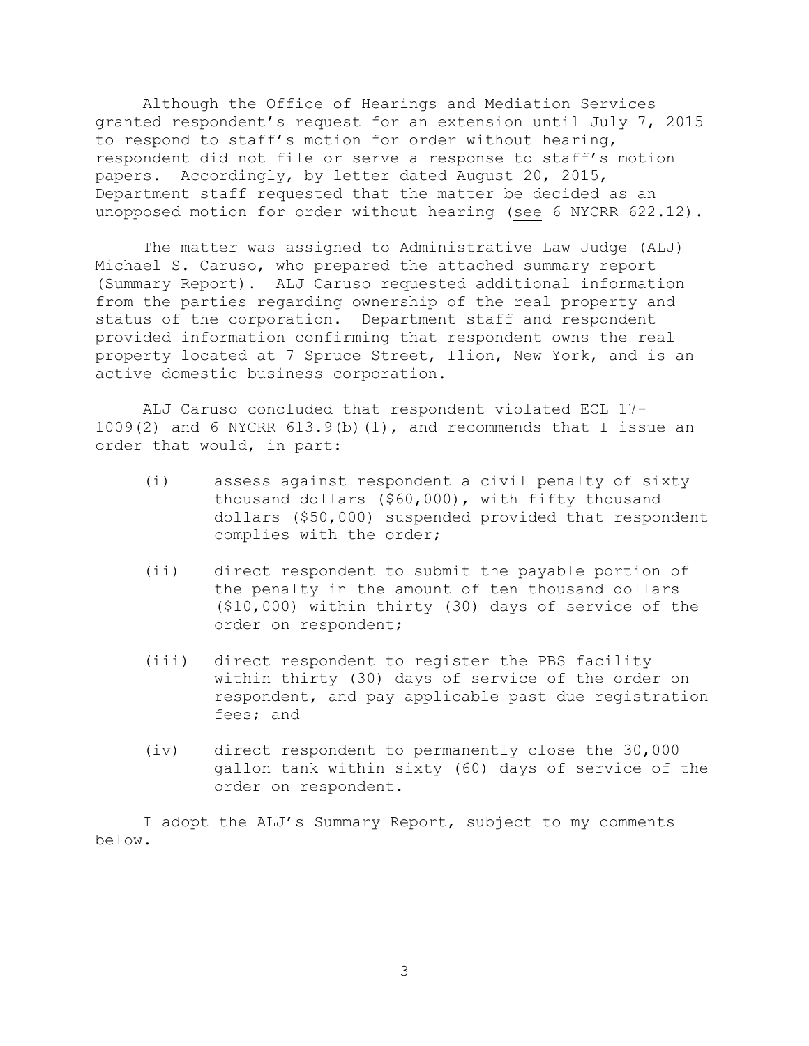Although the Office of Hearings and Mediation Services granted respondent's request for an extension until July 7, 2015 to respond to staff's motion for order without hearing, respondent did not file or serve a response to staff's motion papers. Accordingly, by letter dated August 20, 2015, Department staff requested that the matter be decided as an unopposed motion for order without hearing (see 6 NYCRR 622.12).

The matter was assigned to Administrative Law Judge (ALJ) Michael S. Caruso, who prepared the attached summary report (Summary Report). ALJ Caruso requested additional information from the parties regarding ownership of the real property and status of the corporation. Department staff and respondent provided information confirming that respondent owns the real property located at 7 Spruce Street, Ilion, New York, and is an active domestic business corporation.

ALJ Caruso concluded that respondent violated ECL 17-1009(2) and 6 NYCRR 613.9(b)(1), and recommends that I issue an order that would, in part:

- (i) assess against respondent a civil penalty of sixty thousand dollars ($60,000), with fifty thousand dollars ($50,000) suspended provided that respondent complies with the order;
- (ii) direct respondent to submit the payable portion of the penalty in the amount of ten thousand dollars ($10,000) within thirty (30) days of service of the order on respondent;
- (iii) direct respondent to register the PBS facility within thirty (30) days of service of the order on respondent, and pay applicable past due registration fees; and
- (iv) direct respondent to permanently close the 30,000 gallon tank within sixty (60) days of service of the order on respondent.

I adopt the ALJ's Summary Report, subject to my comments below.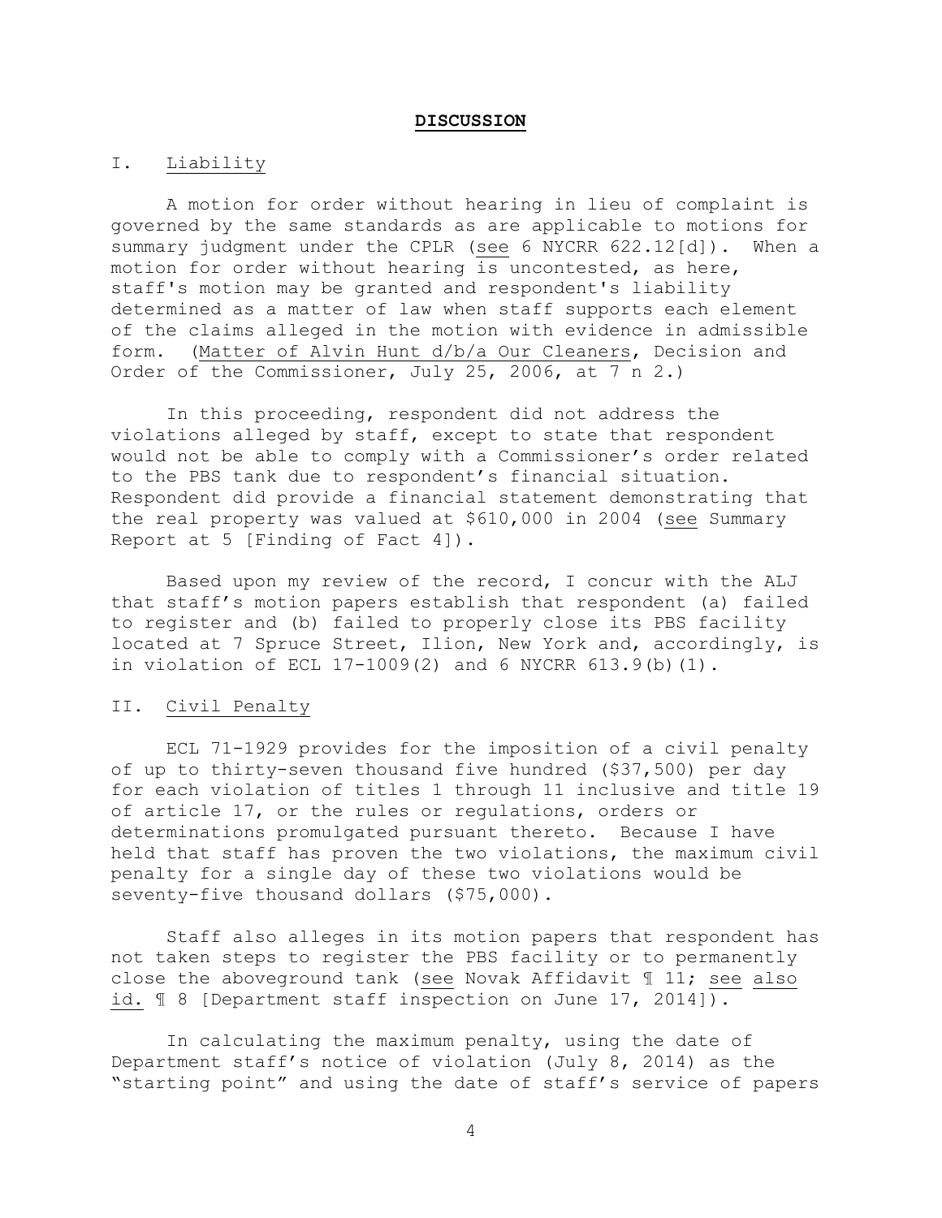## DISCUSSION

### I. Liability

A motion for order without hearing in lieu of complaint is governed by the same standards as are applicable to motions for summary judgment under the CPLR (see 6 NYCRR 622.12[d]). When a motion for order without hearing is uncontested, as here, staff's motion may be granted and respondent's liability determined as a matter of law when staff supports each element of the claims alleged in the motion with evidence in admissible form. (Matter of Alvin Hunt d/b/a Our Cleaners, Decision and Order of the Commissioner, July 25, 2006, at 7 n 2.)

In this proceeding, respondent did not address the violations alleged by staff, except to state that respondent would not be able to comply with a Commissioner's order related to the PBS tank due to respondent's financial situation. Respondent did provide a financial statement demonstrating that the real property was valued at $610,000 in 2004 (see Summary Report at 5 [Finding of Fact 4]).

Based upon my review of the record, I concur with the ALJ that staff's motion papers establish that respondent (a) failed to register and (b) failed to properly close its PBS facility located at 7 Spruce Street, Ilion, New York and, accordingly, is in violation of ECL 17-1009(2) and 6 NYCRR 613.9(b)(1).

### II. Civil Penalty

ECL 71-1929 provides for the imposition of a civil penalty of up to thirty-seven thousand five hundred ($37,500) per day for each violation of titles 1 through 11 inclusive and title 19 of article 17, or the rules or regulations, orders or determinations promulgated pursuant thereto. Because I have held that staff has proven the two violations, the maximum civil penalty for a single day of these two violations would be seventy-five thousand dollars ($75,000).

Staff also alleges in its motion papers that respondent has not taken steps to register the PBS facility or to permanently close the aboveground tank (see Novak Affidavit ¶ 11; see also id. ¶ 8 [Department staff inspection on June 17, 2014]).

In calculating the maximum penalty, using the date of Department staff's notice of violation (July 8, 2014) as the "starting point" and using the date of staff's service of papers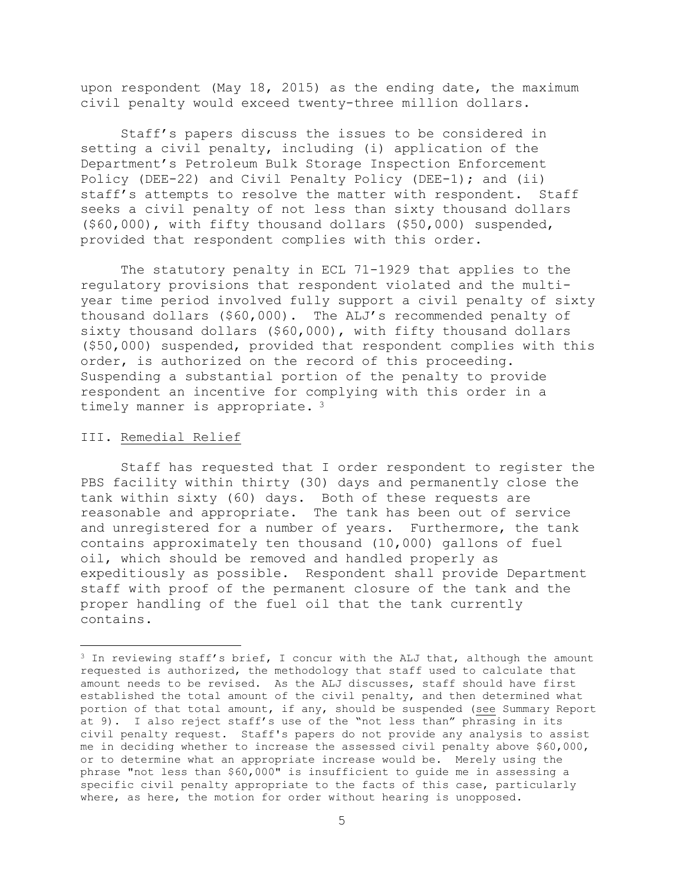upon respondent (May 18, 2015) as the ending date, the maximum civil penalty would exceed twenty-three million dollars.

Staff's papers discuss the issues to be considered in setting a civil penalty, including (i) application of the Department's Petroleum Bulk Storage Inspection Enforcement Policy (DEE-22) and Civil Penalty Policy (DEE-1); and (ii) staff's attempts to resolve the matter with respondent. Staff seeks a civil penalty of not less than sixty thousand dollars ($60,000), with fifty thousand dollars ($50,000) suspended, provided that respondent complies with this order.

The statutory penalty in ECL 71-1929 that applies to the regulatory provisions that respondent violated and the multi-year time period involved fully support a civil penalty of sixty thousand dollars ($60,000). The ALJ's recommended penalty of sixty thousand dollars ($60,000), with fifty thousand dollars ($50,000) suspended, provided that respondent complies with this order, is authorized on the record of this proceeding. Suspending a substantial portion of the penalty to provide respondent an incentive for complying with this order in a timely manner is appropriate. [3]

## III. Remedial Relief

Staff has requested that I order respondent to register the PBS facility within thirty (30) days and permanently close the tank within sixty (60) days. Both of these requests are reasonable and appropriate. The tank has been out of service and unregistered for a number of years. Furthermore, the tank contains approximately ten thousand (10,000) gallons of fuel oil, which should be removed and handled properly as expeditiously as possible. Respondent shall provide Department staff with proof of the permanent closure of the tank and the proper handling of the fuel oil that the tank currently contains.

---

[3] In reviewing staff's brief, I concur with the ALJ that, although the amount requested is authorized, the methodology that staff used to calculate that amount needs to be revised. As the ALJ discusses, staff should have first established the total amount of the civil penalty, and then determined what portion of that total amount, if any, should be suspended (see Summary Report at 9). I also reject staff's use of the "not less than" phrasing in its civil penalty request. Staff's papers do not provide any analysis to assist me in deciding whether to increase the assessed civil penalty above $60,000, or to determine what an appropriate increase would be. Merely using the phrase "not less than $60,000" is insufficient to guide me in assessing a specific civil penalty appropriate to the facts of this case, particularly where, as here, the motion for order without hearing is unopposed.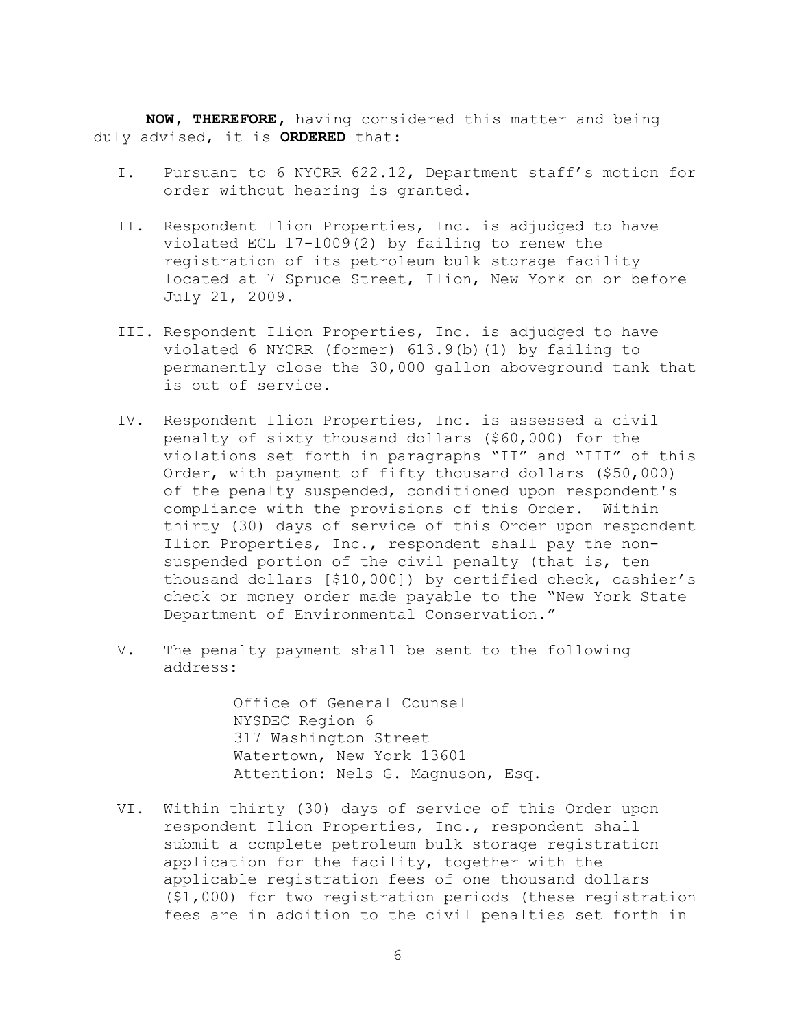**NOW, THEREFORE,** having considered this matter and being duly advised, it is **ORDERED** that:

I. Pursuant to 6 NYCRR 622.12, Department staff's motion for order without hearing is granted.

II. Respondent Ilion Properties, Inc. is adjudged to have violated ECL 17-1009(2) by failing to renew the registration of its petroleum bulk storage facility located at 7 Spruce Street, Ilion, New York on or before July 21, 2009.

III. Respondent Ilion Properties, Inc. is adjudged to have violated 6 NYCRR (former) 613.9(b)(1) by failing to permanently close the 30,000 gallon aboveground tank that is out of service.

IV. Respondent Ilion Properties, Inc. is assessed a civil penalty of sixty thousand dollars ($60,000) for the violations set forth in paragraphs "II" and "III" of this Order, with payment of fifty thousand dollars ($50,000) of the penalty suspended, conditioned upon respondent's compliance with the provisions of this Order. Within thirty (30) days of service of this Order upon respondent Ilion Properties, Inc., respondent shall pay the non-suspended portion of the civil penalty (that is, ten thousand dollars [$10,000]) by certified check, cashier's check or money order made payable to the "New York State Department of Environmental Conservation."

V. The penalty payment shall be sent to the following address:

   Office of General Counsel
   NYSDEC Region 6
   317 Washington Street
   Watertown, New York 13601
   Attention: Nels G. Magnuson, Esq.

VI. Within thirty (30) days of service of this Order upon respondent Ilion Properties, Inc., respondent shall submit a complete petroleum bulk storage registration application for the facility, together with the applicable registration fees of one thousand dollars ($1,000) for two registration periods (these registration fees are in addition to the civil penalties set forth in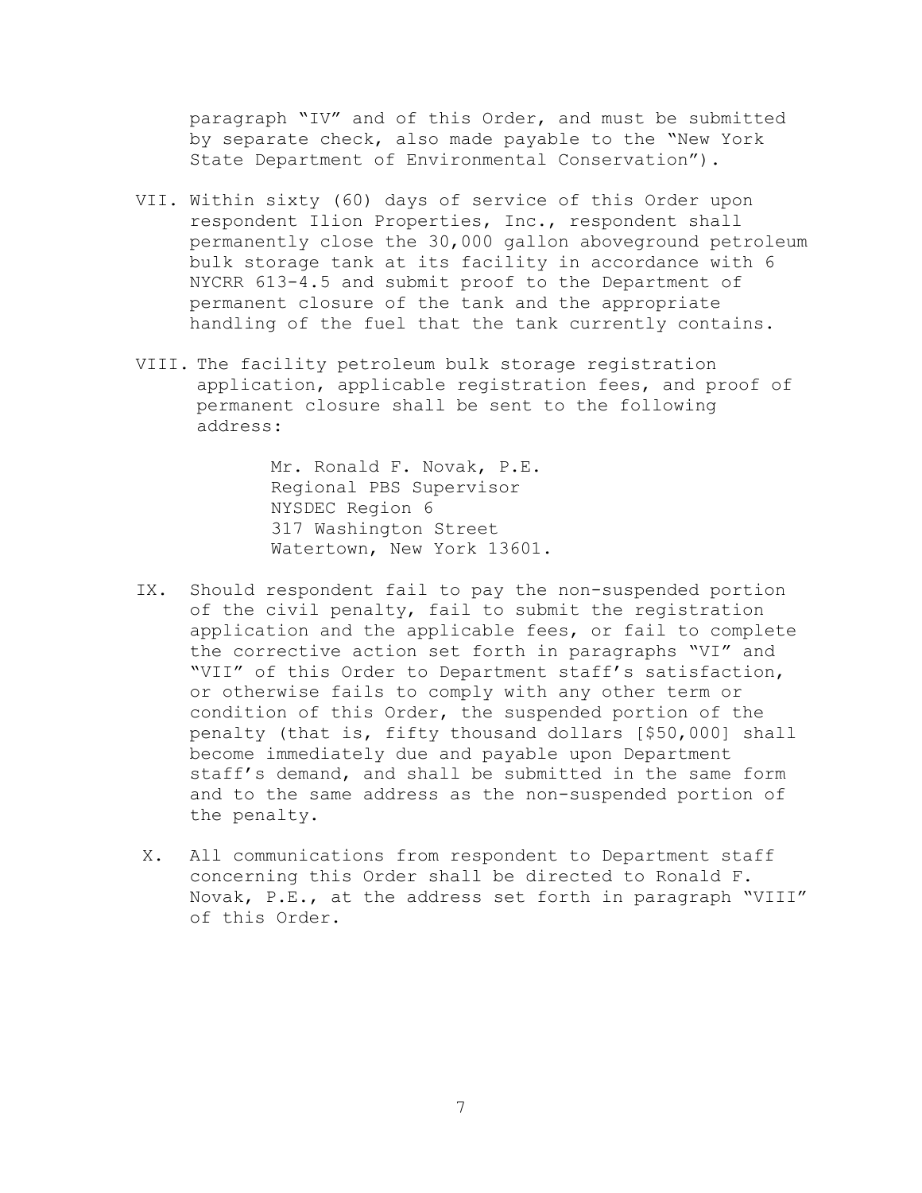paragraph "IV" and of this Order, and must be submitted by separate check, also made payable to the "New York State Department of Environmental Conservation").

VII. Within sixty (60) days of service of this Order upon respondent Ilion Properties, Inc., respondent shall permanently close the 30,000 gallon aboveground petroleum bulk storage tank at its facility in accordance with 6 NYCRR 613-4.5 and submit proof to the Department of permanent closure of the tank and the appropriate handling of the fuel that the tank currently contains.

VIII. The facility petroleum bulk storage registration application, applicable registration fees, and proof of permanent closure shall be sent to the following address:

> Mr. Ronald F. Novak, P.E.
> Regional PBS Supervisor
> NYSDEC Region 6
> 317 Washington Street
> Watertown, New York 13601.

IX. Should respondent fail to pay the non-suspended portion of the civil penalty, fail to submit the registration application and the applicable fees, or fail to complete the corrective action set forth in paragraphs "VI" and "VII" of this Order to Department staff's satisfaction, or otherwise fails to comply with any other term or condition of this Order, the suspended portion of the penalty (that is, fifty thousand dollars [$50,000] shall become immediately due and payable upon Department staff's demand, and shall be submitted in the same form and to the same address as the non-suspended portion of the penalty.

X. All communications from respondent to Department staff concerning this Order shall be directed to Ronald F. Novak, P.E., at the address set forth in paragraph "VIII" of this Order.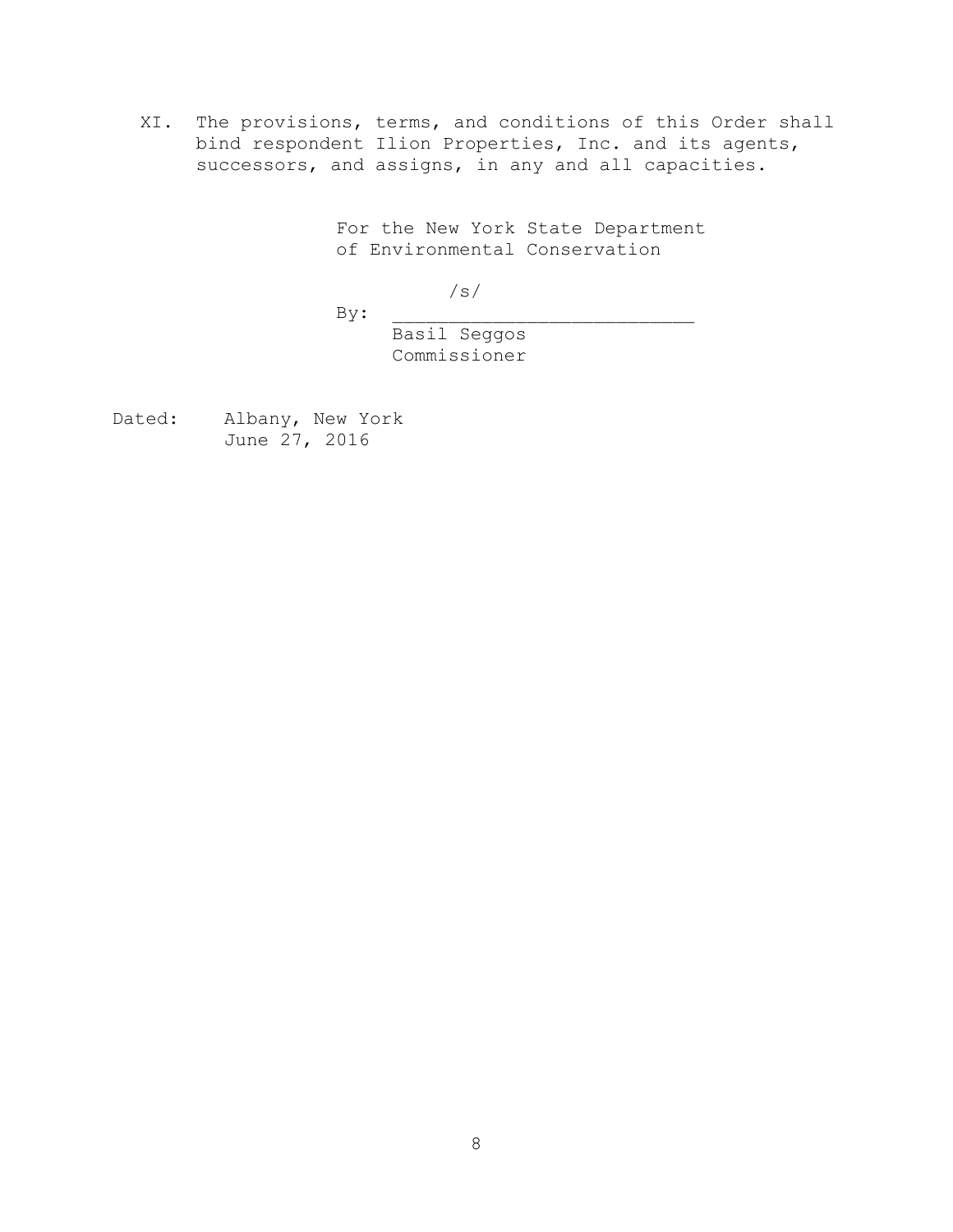XI. The provisions, terms, and conditions of this Order shall bind respondent Ilion Properties, Inc. and its agents, successors, and assigns, in any and all capacities.

For the New York State Department of Environmental Conservation

/s/

By: ___________________________
Basil Seggos
Commissioner

Dated: Albany, New York
June 27, 2016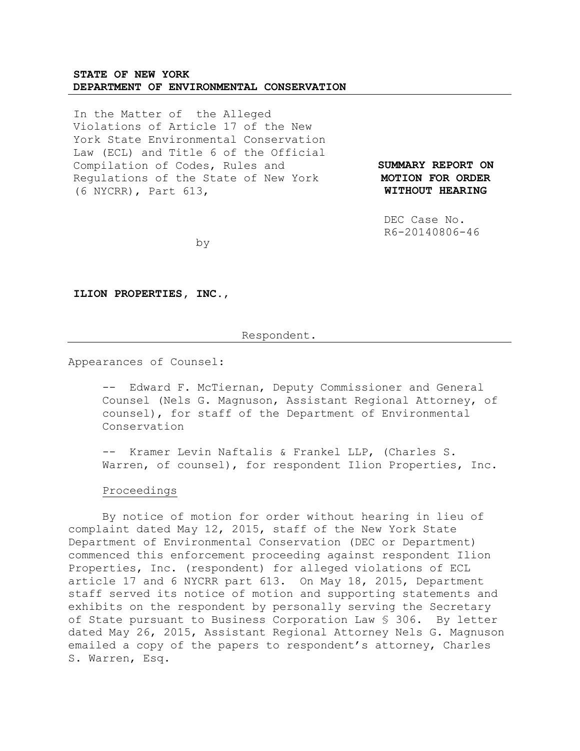**STATE OF NEW YORK**
**DEPARTMENT OF ENVIRONMENTAL CONSERVATION**

In the Matter of the Alleged Violations of Article 17 of the New York State Environmental Conservation Law (ECL) and Title 6 of the Official Compilation of Codes, Rules and Regulations of the State of New York (6 NYCRR), Part 613,

by

**ILION PROPERTIES, INC.,**

Respondent.

**SUMMARY REPORT ON MOTION FOR ORDER WITHOUT HEARING**

DEC Case No. R6-20140806-46

Appearances of Counsel:

-- Edward F. McTiernan, Deputy Commissioner and General Counsel (Nels G. Magnuson, Assistant Regional Attorney, of counsel), for staff of the Department of Environmental Conservation

-- Kramer Levin Naftalis & Frankel LLP, (Charles S. Warren, of counsel), for respondent Ilion Properties, Inc.

Proceedings

By notice of motion for order without hearing in lieu of complaint dated May 12, 2015, staff of the New York State Department of Environmental Conservation (DEC or Department) commenced this enforcement proceeding against respondent Ilion Properties, Inc. (respondent) for alleged violations of ECL article 17 and 6 NYCRR part 613. On May 18, 2015, Department staff served its notice of motion and supporting statements and exhibits on the respondent by personally serving the Secretary of State pursuant to Business Corporation Law § 306. By letter dated May 26, 2015, Assistant Regional Attorney Nels G. Magnuson emailed a copy of the papers to respondent's attorney, Charles S. Warren, Esq.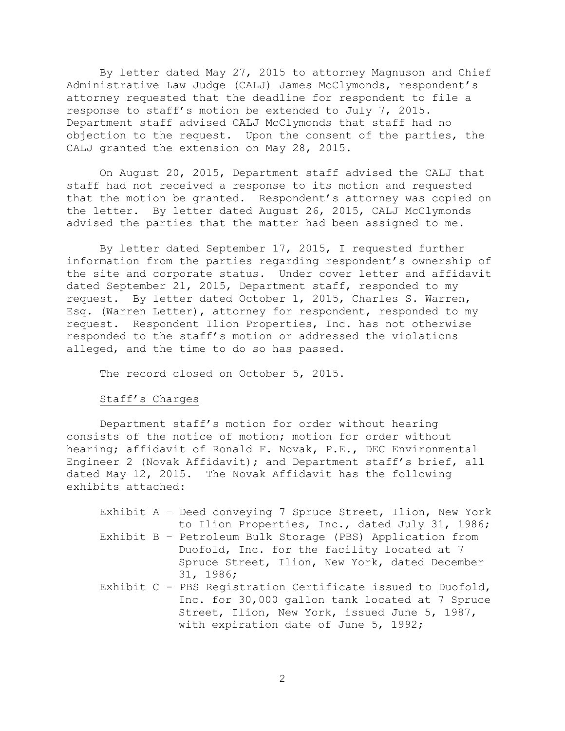By letter dated May 27, 2015 to attorney Magnuson and Chief Administrative Law Judge (CALJ) James McClymonds, respondent's attorney requested that the deadline for respondent to file a response to staff's motion be extended to July 7, 2015. Department staff advised CALJ McClymonds that staff had no objection to the request. Upon the consent of the parties, the CALJ granted the extension on May 28, 2015.

On August 20, 2015, Department staff advised the CALJ that staff had not received a response to its motion and requested that the motion be granted. Respondent's attorney was copied on the letter. By letter dated August 26, 2015, CALJ McClymonds advised the parties that the matter had been assigned to me.

By letter dated September 17, 2015, I requested further information from the parties regarding respondent's ownership of the site and corporate status. Under cover letter and affidavit dated September 21, 2015, Department staff, responded to my request. By letter dated October 1, 2015, Charles S. Warren, Esq. (Warren Letter), attorney for respondent, responded to my request. Respondent Ilion Properties, Inc. has not otherwise responded to the staff's motion or addressed the violations alleged, and the time to do so has passed.

The record closed on October 5, 2015.

Staff's Charges

Department staff's motion for order without hearing consists of the notice of motion; motion for order without hearing; affidavit of Ronald F. Novak, P.E., DEC Environmental Engineer 2 (Novak Affidavit); and Department staff's brief, all dated May 12, 2015. The Novak Affidavit has the following exhibits attached:

- Exhibit A – Deed conveying 7 Spruce Street, Ilion, New York to Ilion Properties, Inc., dated July 31, 1986;
- Exhibit B – Petroleum Bulk Storage (PBS) Application from Duofold, Inc. for the facility located at 7 Spruce Street, Ilion, New York, dated December 31, 1986;
- Exhibit C - PBS Registration Certificate issued to Duofold, Inc. for 30,000 gallon tank located at 7 Spruce Street, Ilion, New York, issued June 5, 1987, with expiration date of June 5, 1992;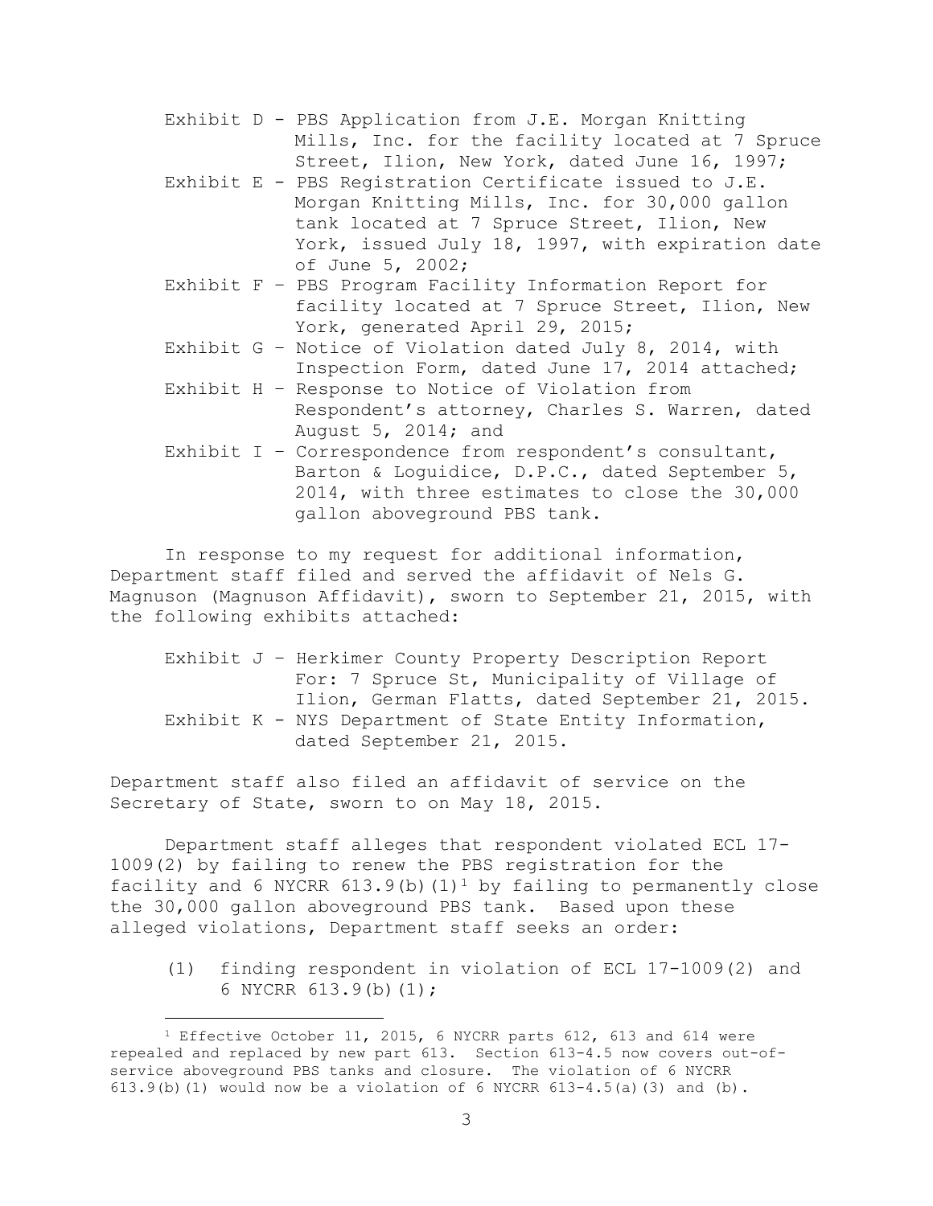Exhibit D - PBS Application from J.E. Morgan Knitting Mills, Inc. for the facility located at 7 Spruce Street, Ilion, New York, dated June 16, 1997;

Exhibit E - PBS Registration Certificate issued to J.E. Morgan Knitting Mills, Inc. for 30,000 gallon tank located at 7 Spruce Street, Ilion, New York, issued July 18, 1997, with expiration date of June 5, 2002;

Exhibit F – PBS Program Facility Information Report for facility located at 7 Spruce Street, Ilion, New York, generated April 29, 2015;

Exhibit G – Notice of Violation dated July 8, 2014, with Inspection Form, dated June 17, 2014 attached;

Exhibit H – Response to Notice of Violation from Respondent's attorney, Charles S. Warren, dated August 5, 2014; and

Exhibit I – Correspondence from respondent's consultant, Barton & Loguidice, D.P.C., dated September 5, 2014, with three estimates to close the 30,000 gallon aboveground PBS tank.

In response to my request for additional information, Department staff filed and served the affidavit of Nels G. Magnuson (Magnuson Affidavit), sworn to September 21, 2015, with the following exhibits attached:

Exhibit J – Herkimer County Property Description Report For: 7 Spruce St, Municipality of Village of Ilion, German Flatts, dated September 21, 2015.

Exhibit K - NYS Department of State Entity Information, dated September 21, 2015.

Department staff also filed an affidavit of service on the Secretary of State, sworn to on May 18, 2015.

Department staff alleges that respondent violated ECL 17-1009(2) by failing to renew the PBS registration for the facility and 6 NYCRR 613.9(b)(1)[1] by failing to permanently close the 30,000 gallon aboveground PBS tank. Based upon these alleged violations, Department staff seeks an order:

(1) finding respondent in violation of ECL 17-1009(2) and 6 NYCRR 613.9(b)(1);

---

[1] Effective October 11, 2015, 6 NYCRR parts 612, 613 and 614 were repealed and replaced by new part 613. Section 613-4.5 now covers out-of-service aboveground PBS tanks and closure. The violation of 6 NYCRR 613.9(b)(1) would now be a violation of 6 NYCRR 613-4.5(a)(3) and (b).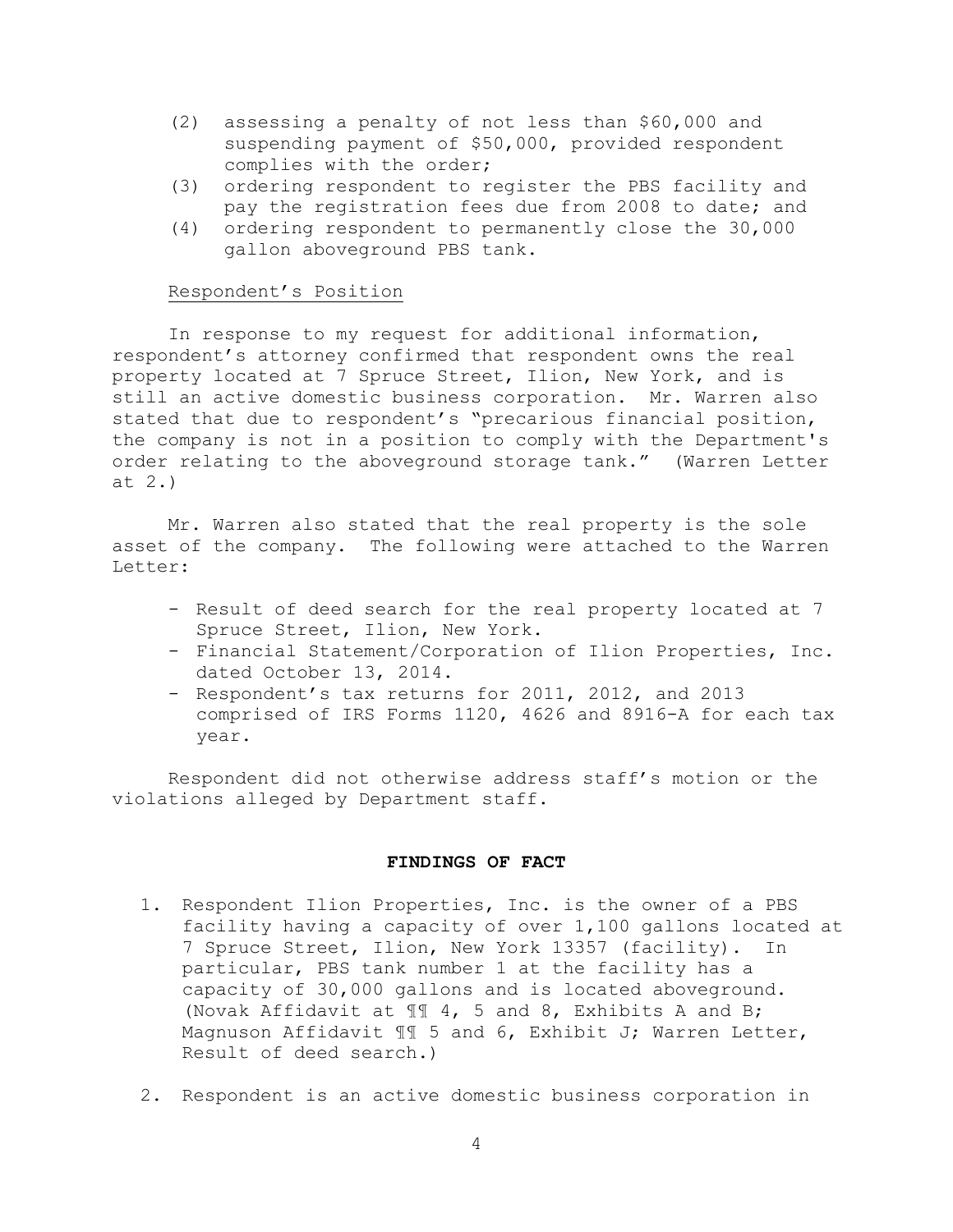(2) assessing a penalty of not less than $60,000 and suspending payment of $50,000, provided respondent complies with the order;
(3) ordering respondent to register the PBS facility and pay the registration fees due from 2008 to date; and
(4) ordering respondent to permanently close the 30,000 gallon aboveground PBS tank.

Respondent's Position

In response to my request for additional information, respondent's attorney confirmed that respondent owns the real property located at 7 Spruce Street, Ilion, New York, and is still an active domestic business corporation. Mr. Warren also stated that due to respondent's "precarious financial position, the company is not in a position to comply with the Department's order relating to the aboveground storage tank." (Warren Letter at 2.)

Mr. Warren also stated that the real property is the sole asset of the company. The following were attached to the Warren Letter:

- Result of deed search for the real property located at 7 Spruce Street, Ilion, New York.
- Financial Statement/Corporation of Ilion Properties, Inc. dated October 13, 2014.
- Respondent's tax returns for 2011, 2012, and 2013 comprised of IRS Forms 1120, 4626 and 8916-A for each tax year.

Respondent did not otherwise address staff's motion or the violations alleged by Department staff.

**FINDINGS OF FACT**

1. Respondent Ilion Properties, Inc. is the owner of a PBS facility having a capacity of over 1,100 gallons located at 7 Spruce Street, Ilion, New York 13357 (facility). In particular, PBS tank number 1 at the facility has a capacity of 30,000 gallons and is located aboveground. (Novak Affidavit at ¶¶ 4, 5 and 8, Exhibits A and B; Magnuson Affidavit ¶¶ 5 and 6, Exhibit J; Warren Letter, Result of deed search.)

2. Respondent is an active domestic business corporation in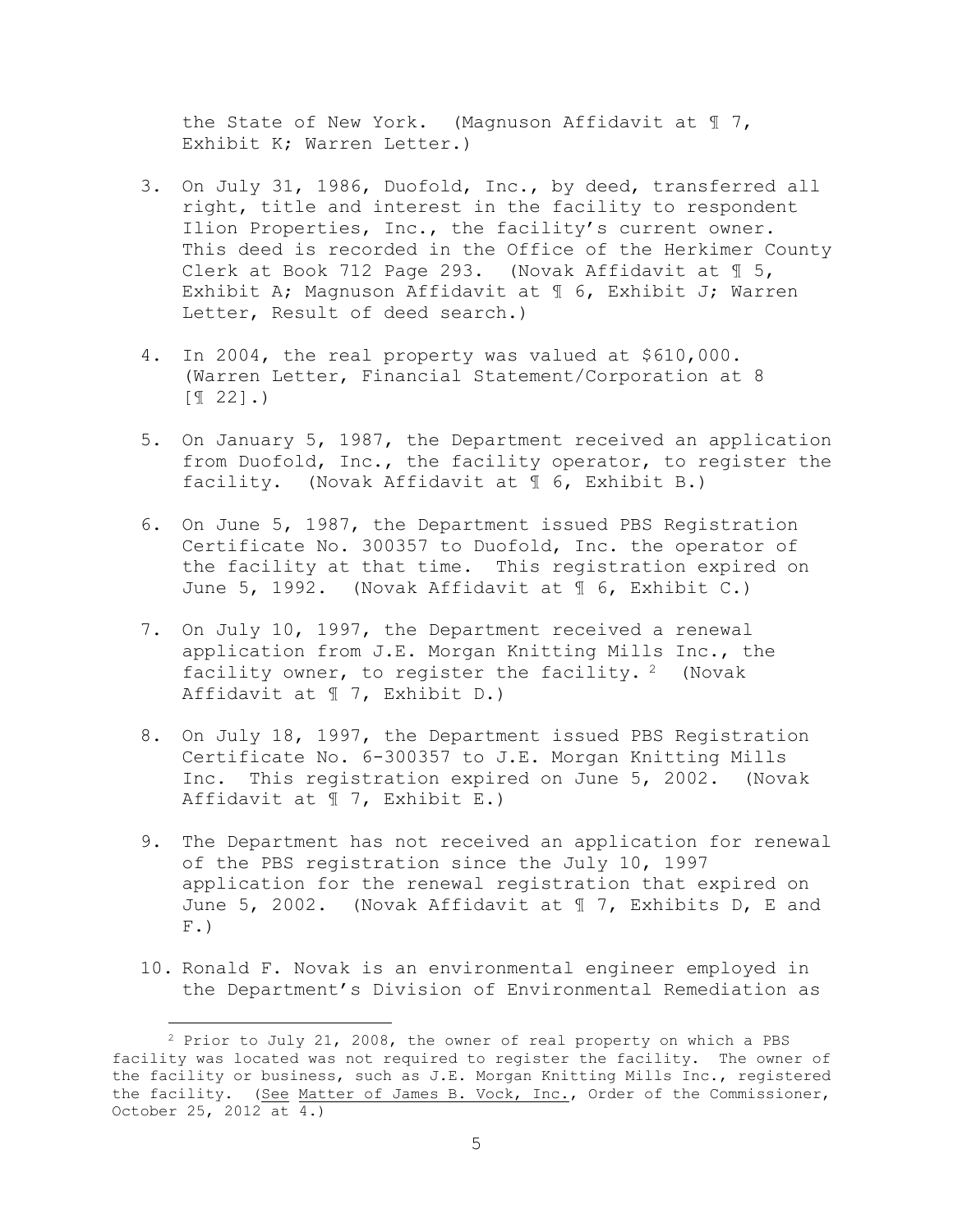the State of New York. (Magnuson Affidavit at ¶ 7, Exhibit K; Warren Letter.)

3. On July 31, 1986, Duofold, Inc., by deed, transferred all right, title and interest in the facility to respondent Ilion Properties, Inc., the facility's current owner. This deed is recorded in the Office of the Herkimer County Clerk at Book 712 Page 293. (Novak Affidavit at ¶ 5, Exhibit A; Magnuson Affidavit at ¶ 6, Exhibit J; Warren Letter, Result of deed search.)

4. In 2004, the real property was valued at $610,000. (Warren Letter, Financial Statement/Corporation at 8 [¶ 22].)

5. On January 5, 1987, the Department received an application from Duofold, Inc., the facility operator, to register the facility. (Novak Affidavit at ¶ 6, Exhibit B.)

6. On June 5, 1987, the Department issued PBS Registration Certificate No. 300357 to Duofold, Inc. the operator of the facility at that time. This registration expired on June 5, 1992. (Novak Affidavit at ¶ 6, Exhibit C.)

7. On July 10, 1997, the Department received a renewal application from J.E. Morgan Knitting Mills Inc., the facility owner, to register the facility. [2] (Novak Affidavit at ¶ 7, Exhibit D.)

8. On July 18, 1997, the Department issued PBS Registration Certificate No. 6-300357 to J.E. Morgan Knitting Mills Inc. This registration expired on June 5, 2002. (Novak Affidavit at ¶ 7, Exhibit E.)

9. The Department has not received an application for renewal of the PBS registration since the July 10, 1997 application for the renewal registration that expired on June 5, 2002. (Novak Affidavit at ¶ 7, Exhibits D, E and F.)

10. Ronald F. Novak is an environmental engineer employed in the Department's Division of Environmental Remediation as

---

[2] Prior to July 21, 2008, the owner of real property on which a PBS facility was located was not required to register the facility. The owner of the facility or business, such as J.E. Morgan Knitting Mills Inc., registered the facility. (See Matter of James B. Vock, Inc., Order of the Commissioner, October 25, 2012 at 4.)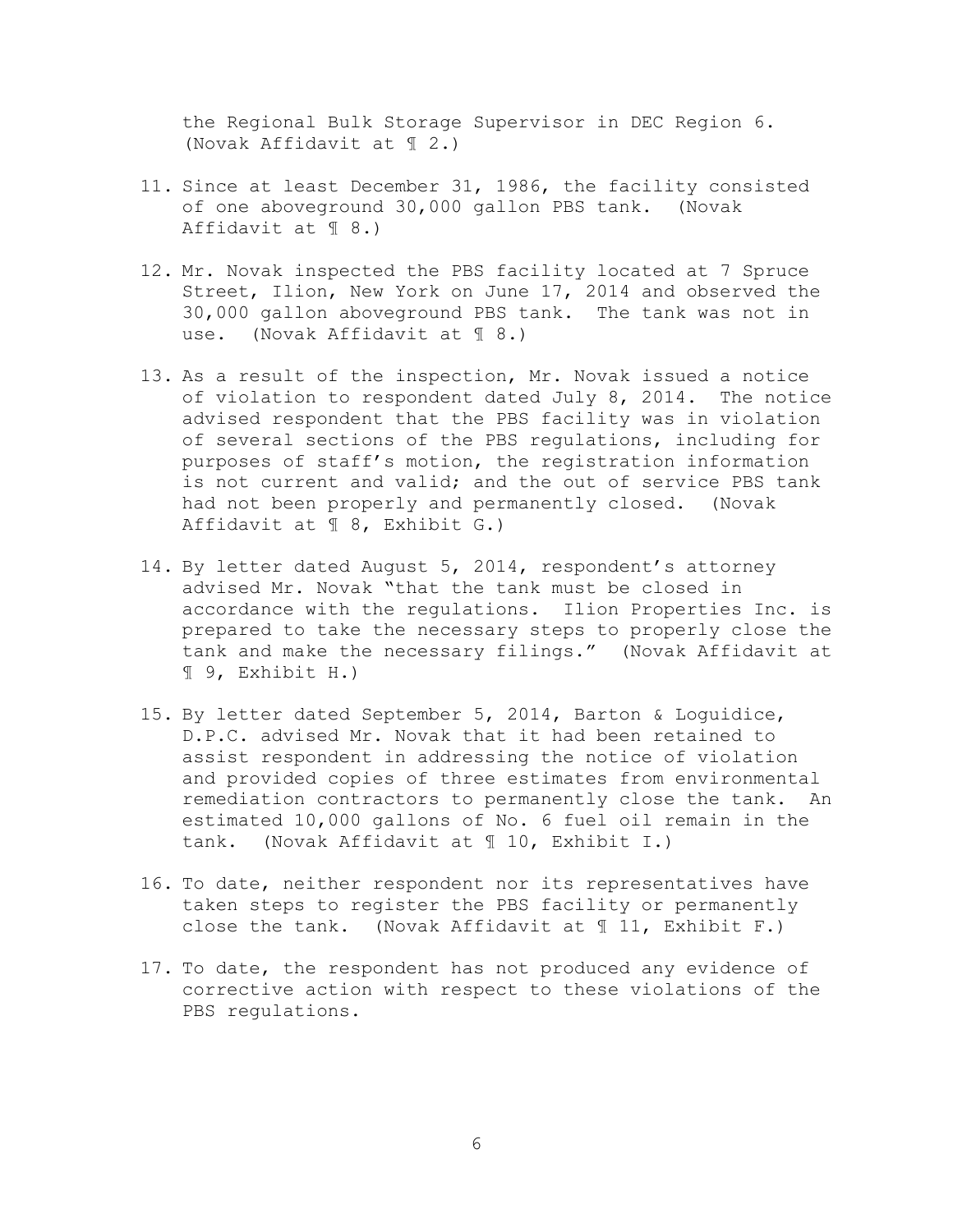the Regional Bulk Storage Supervisor in DEC Region 6. (Novak Affidavit at ¶ 2.)

11. Since at least December 31, 1986, the facility consisted of one aboveground 30,000 gallon PBS tank. (Novak Affidavit at ¶ 8.)

12. Mr. Novak inspected the PBS facility located at 7 Spruce Street, Ilion, New York on June 17, 2014 and observed the 30,000 gallon aboveground PBS tank. The tank was not in use. (Novak Affidavit at ¶ 8.)

13. As a result of the inspection, Mr. Novak issued a notice of violation to respondent dated July 8, 2014. The notice advised respondent that the PBS facility was in violation of several sections of the PBS regulations, including for purposes of staff's motion, the registration information is not current and valid; and the out of service PBS tank had not been properly and permanently closed. (Novak Affidavit at ¶ 8, Exhibit G.)

14. By letter dated August 5, 2014, respondent's attorney advised Mr. Novak "that the tank must be closed in accordance with the regulations. Ilion Properties Inc. is prepared to take the necessary steps to properly close the tank and make the necessary filings." (Novak Affidavit at ¶ 9, Exhibit H.)

15. By letter dated September 5, 2014, Barton & Loguidice, D.P.C. advised Mr. Novak that it had been retained to assist respondent in addressing the notice of violation and provided copies of three estimates from environmental remediation contractors to permanently close the tank. An estimated 10,000 gallons of No. 6 fuel oil remain in the tank. (Novak Affidavit at ¶ 10, Exhibit I.)

16. To date, neither respondent nor its representatives have taken steps to register the PBS facility or permanently close the tank. (Novak Affidavit at ¶ 11, Exhibit F.)

17. To date, the respondent has not produced any evidence of corrective action with respect to these violations of the PBS regulations.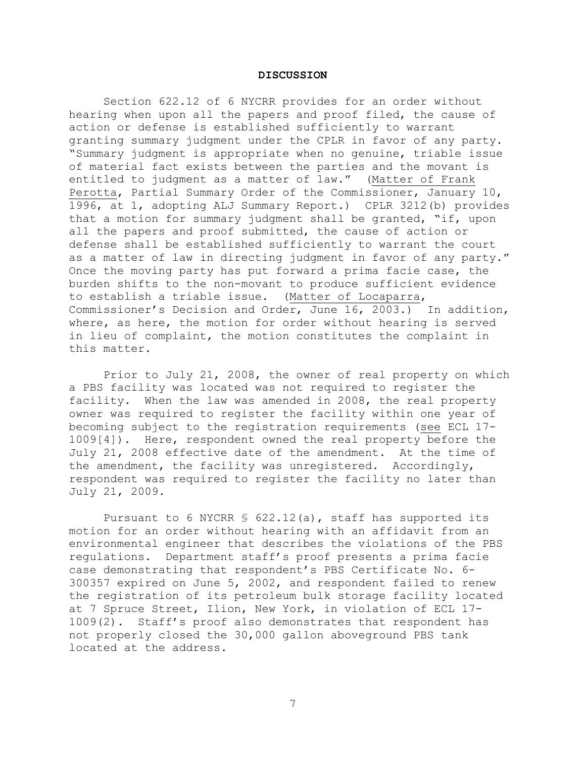## DISCUSSION

Section 622.12 of 6 NYCRR provides for an order without hearing when upon all the papers and proof filed, the cause of action or defense is established sufficiently to warrant granting summary judgment under the CPLR in favor of any party. "Summary judgment is appropriate when no genuine, triable issue of material fact exists between the parties and the movant is entitled to judgment as a matter of law." (Matter of Frank Perotta, Partial Summary Order of the Commissioner, January 10, 1996, at 1, adopting ALJ Summary Report.) CPLR 3212(b) provides that a motion for summary judgment shall be granted, "if, upon all the papers and proof submitted, the cause of action or defense shall be established sufficiently to warrant the court as a matter of law in directing judgment in favor of any party." Once the moving party has put forward a prima facie case, the burden shifts to the non-movant to produce sufficient evidence to establish a triable issue. (Matter of Locaparra, Commissioner's Decision and Order, June 16, 2003.) In addition, where, as here, the motion for order without hearing is served in lieu of complaint, the motion constitutes the complaint in this matter.

Prior to July 21, 2008, the owner of real property on which a PBS facility was located was not required to register the facility. When the law was amended in 2008, the real property owner was required to register the facility within one year of becoming subject to the registration requirements (see ECL 17-1009[4]). Here, respondent owned the real property before the July 21, 2008 effective date of the amendment. At the time of the amendment, the facility was unregistered. Accordingly, respondent was required to register the facility no later than July 21, 2009.

Pursuant to 6 NYCRR § 622.12(a), staff has supported its motion for an order without hearing with an affidavit from an environmental engineer that describes the violations of the PBS regulations. Department staff's proof presents a prima facie case demonstrating that respondent's PBS Certificate No. 6-300357 expired on June 5, 2002, and respondent failed to renew the registration of its petroleum bulk storage facility located at 7 Spruce Street, Ilion, New York, in violation of ECL 17-1009(2). Staff's proof also demonstrates that respondent has not properly closed the 30,000 gallon aboveground PBS tank located at the address.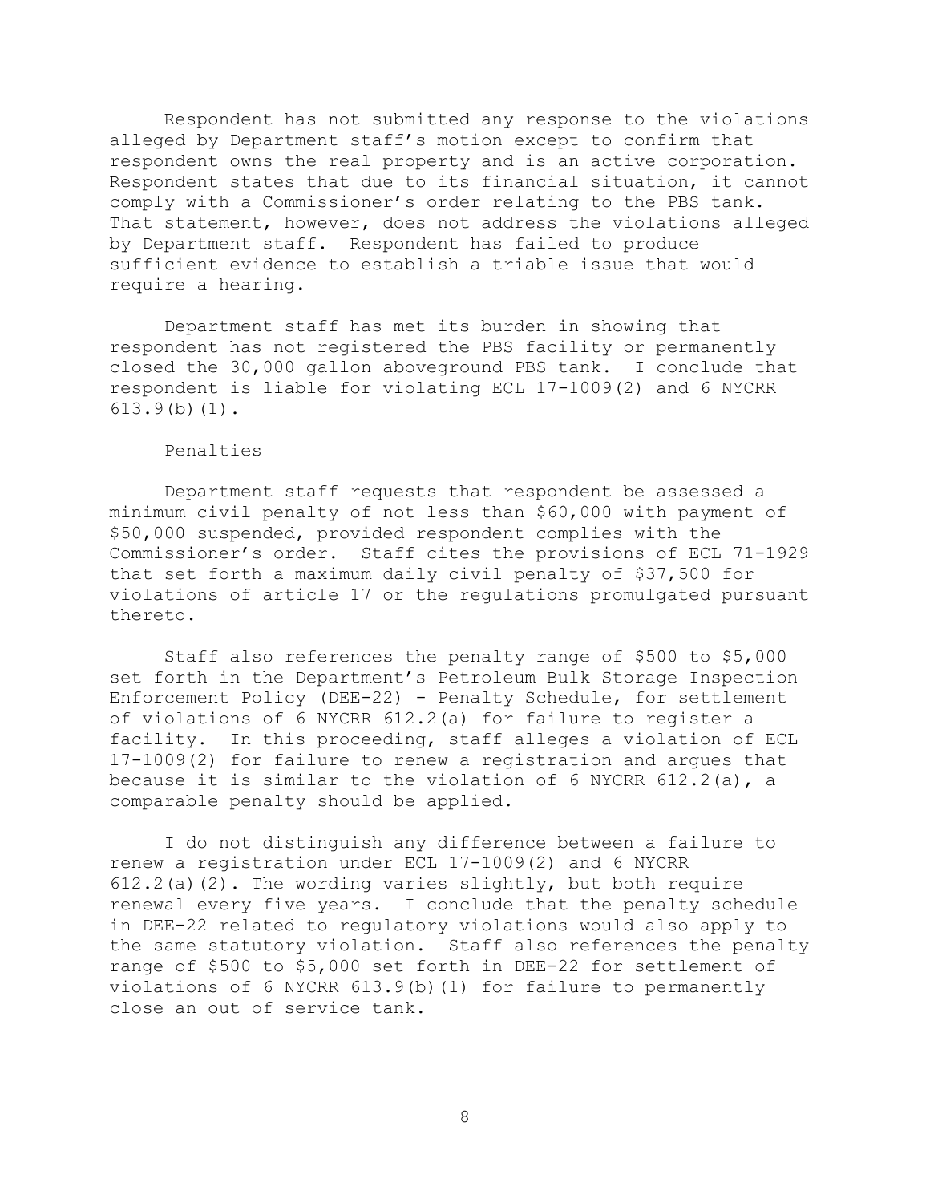Respondent has not submitted any response to the violations alleged by Department staff's motion except to confirm that respondent owns the real property and is an active corporation. Respondent states that due to its financial situation, it cannot comply with a Commissioner's order relating to the PBS tank. That statement, however, does not address the violations alleged by Department staff. Respondent has failed to produce sufficient evidence to establish a triable issue that would require a hearing.

Department staff has met its burden in showing that respondent has not registered the PBS facility or permanently closed the 30,000 gallon aboveground PBS tank. I conclude that respondent is liable for violating ECL 17-1009(2) and 6 NYCRR 613.9(b)(1).

### Penalties

Department staff requests that respondent be assessed a minimum civil penalty of not less than $60,000 with payment of $50,000 suspended, provided respondent complies with the Commissioner's order. Staff cites the provisions of ECL 71-1929 that set forth a maximum daily civil penalty of $37,500 for violations of article 17 or the regulations promulgated pursuant thereto.

Staff also references the penalty range of $500 to $5,000 set forth in the Department's Petroleum Bulk Storage Inspection Enforcement Policy (DEE-22) - Penalty Schedule, for settlement of violations of 6 NYCRR 612.2(a) for failure to register a facility. In this proceeding, staff alleges a violation of ECL 17-1009(2) for failure to renew a registration and argues that because it is similar to the violation of 6 NYCRR 612.2(a), a comparable penalty should be applied.

I do not distinguish any difference between a failure to renew a registration under ECL 17-1009(2) and 6 NYCRR 612.2(a)(2). The wording varies slightly, but both require renewal every five years. I conclude that the penalty schedule in DEE-22 related to regulatory violations would also apply to the same statutory violation. Staff also references the penalty range of $500 to $5,000 set forth in DEE-22 for settlement of violations of 6 NYCRR 613.9(b)(1) for failure to permanently close an out of service tank.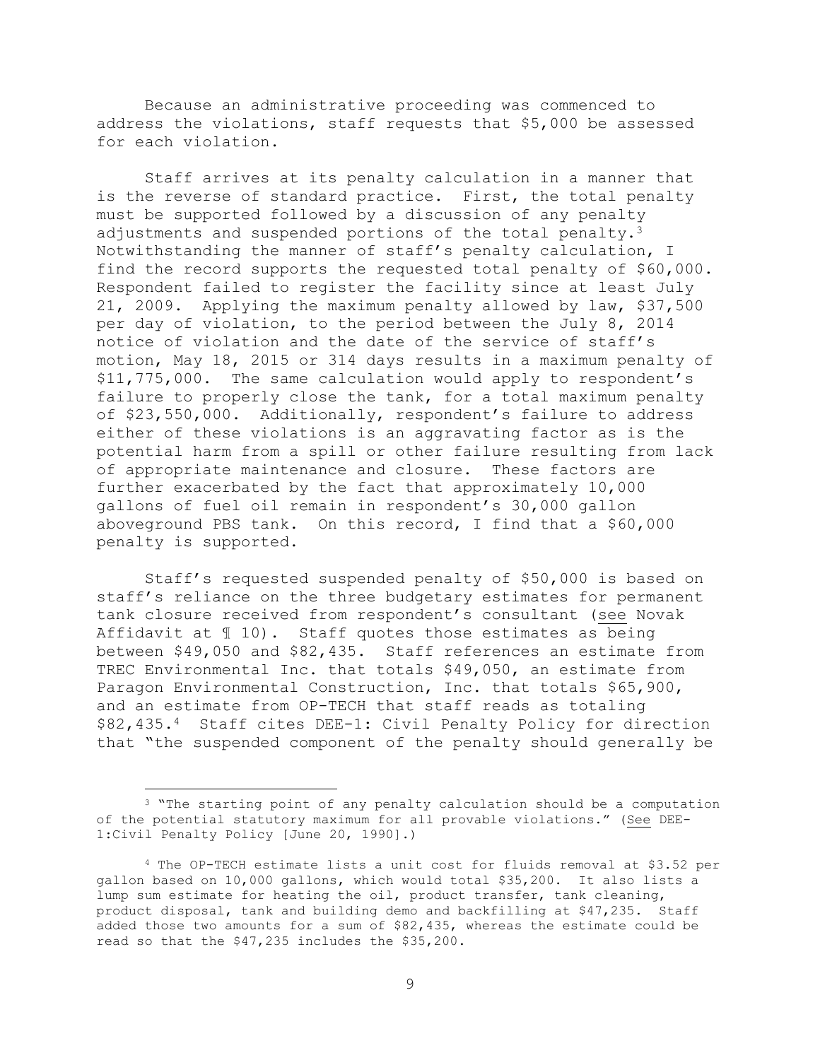Because an administrative proceeding was commenced to address the violations, staff requests that $5,000 be assessed for each violation.

Staff arrives at its penalty calculation in a manner that is the reverse of standard practice. First, the total penalty must be supported followed by a discussion of any penalty adjustments and suspended portions of the total penalty.[3] Notwithstanding the manner of staff's penalty calculation, I find the record supports the requested total penalty of $60,000. Respondent failed to register the facility since at least July 21, 2009. Applying the maximum penalty allowed by law, $37,500 per day of violation, to the period between the July 8, 2014 notice of violation and the date of the service of staff's motion, May 18, 2015 or 314 days results in a maximum penalty of $11,775,000. The same calculation would apply to respondent's failure to properly close the tank, for a total maximum penalty of $23,550,000. Additionally, respondent's failure to address either of these violations is an aggravating factor as is the potential harm from a spill or other failure resulting from lack of appropriate maintenance and closure. These factors are further exacerbated by the fact that approximately 10,000 gallons of fuel oil remain in respondent's 30,000 gallon aboveground PBS tank. On this record, I find that a $60,000 penalty is supported.

Staff's requested suspended penalty of $50,000 is based on staff's reliance on the three budgetary estimates for permanent tank closure received from respondent's consultant (see Novak Affidavit at ¶ 10). Staff quotes those estimates as being between $49,050 and $82,435. Staff references an estimate from TREC Environmental Inc. that totals $49,050, an estimate from Paragon Environmental Construction, Inc. that totals $65,900, and an estimate from OP-TECH that staff reads as totaling $82,435.[4] Staff cites DEE-1: Civil Penalty Policy for direction that "the suspended component of the penalty should generally be

---

[3] "The starting point of any penalty calculation should be a computation of the potential statutory maximum for all provable violations." (See DEE-1:Civil Penalty Policy [June 20, 1990].)

[4] The OP-TECH estimate lists a unit cost for fluids removal at $3.52 per gallon based on 10,000 gallons, which would total $35,200. It also lists a lump sum estimate for heating the oil, product transfer, tank cleaning, product disposal, tank and building demo and backfilling at $47,235. Staff added those two amounts for a sum of $82,435, whereas the estimate could be read so that the $47,235 includes the $35,200.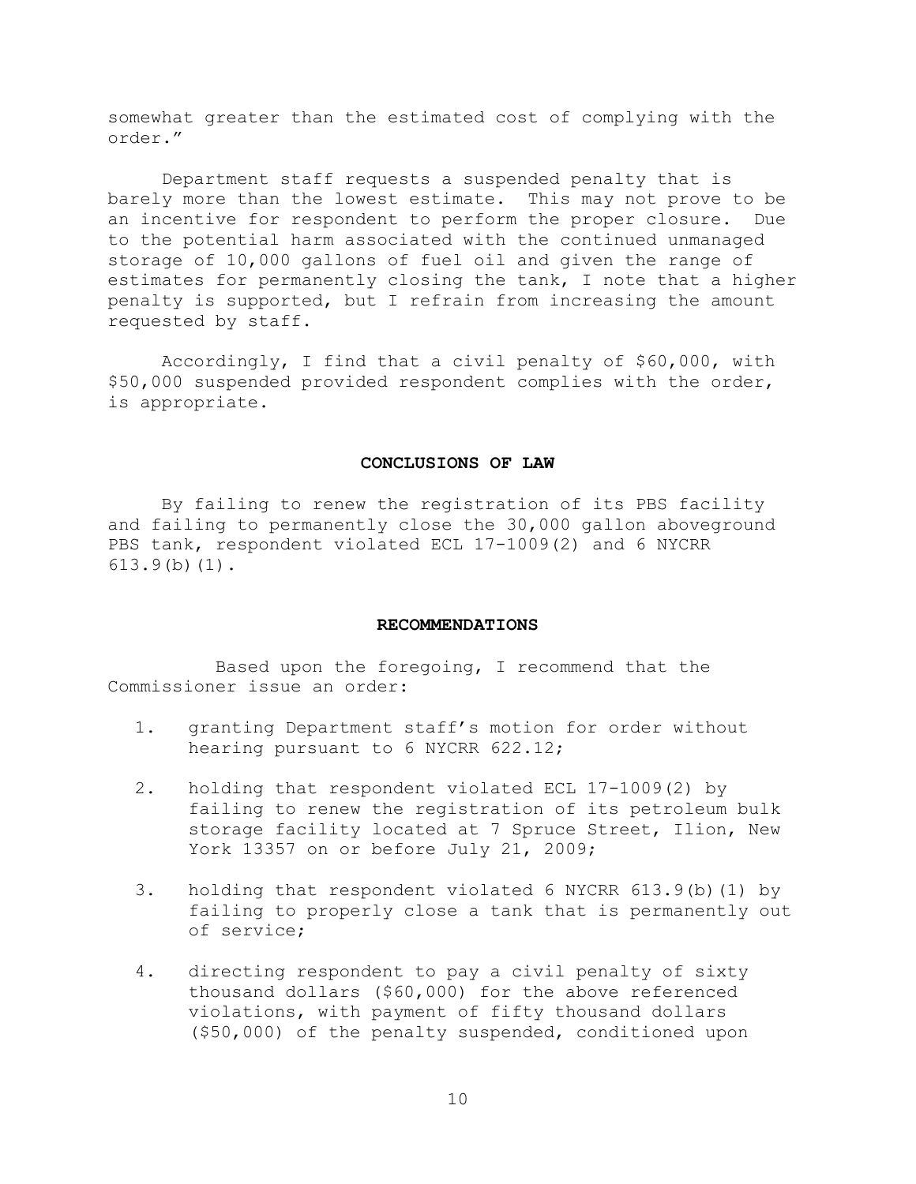somewhat greater than the estimated cost of complying with the order."

Department staff requests a suspended penalty that is barely more than the lowest estimate. This may not prove to be an incentive for respondent to perform the proper closure. Due to the potential harm associated with the continued unmanaged storage of 10,000 gallons of fuel oil and given the range of estimates for permanently closing the tank, I note that a higher penalty is supported, but I refrain from increasing the amount requested by staff.

Accordingly, I find that a civil penalty of $60,000, with $50,000 suspended provided respondent complies with the order, is appropriate.

## CONCLUSIONS OF LAW

By failing to renew the registration of its PBS facility and failing to permanently close the 30,000 gallon aboveground PBS tank, respondent violated ECL 17-1009(2) and 6 NYCRR 613.9(b)(1).

## RECOMMENDATIONS

Based upon the foregoing, I recommend that the Commissioner issue an order:

1. granting Department staff's motion for order without hearing pursuant to 6 NYCRR 622.12;
2. holding that respondent violated ECL 17-1009(2) by failing to renew the registration of its petroleum bulk storage facility located at 7 Spruce Street, Ilion, New York 13357 on or before July 21, 2009;
3. holding that respondent violated 6 NYCRR 613.9(b)(1) by failing to properly close a tank that is permanently out of service;
4. directing respondent to pay a civil penalty of sixty thousand dollars ($60,000) for the above referenced violations, with payment of fifty thousand dollars ($50,000) of the penalty suspended, conditioned upon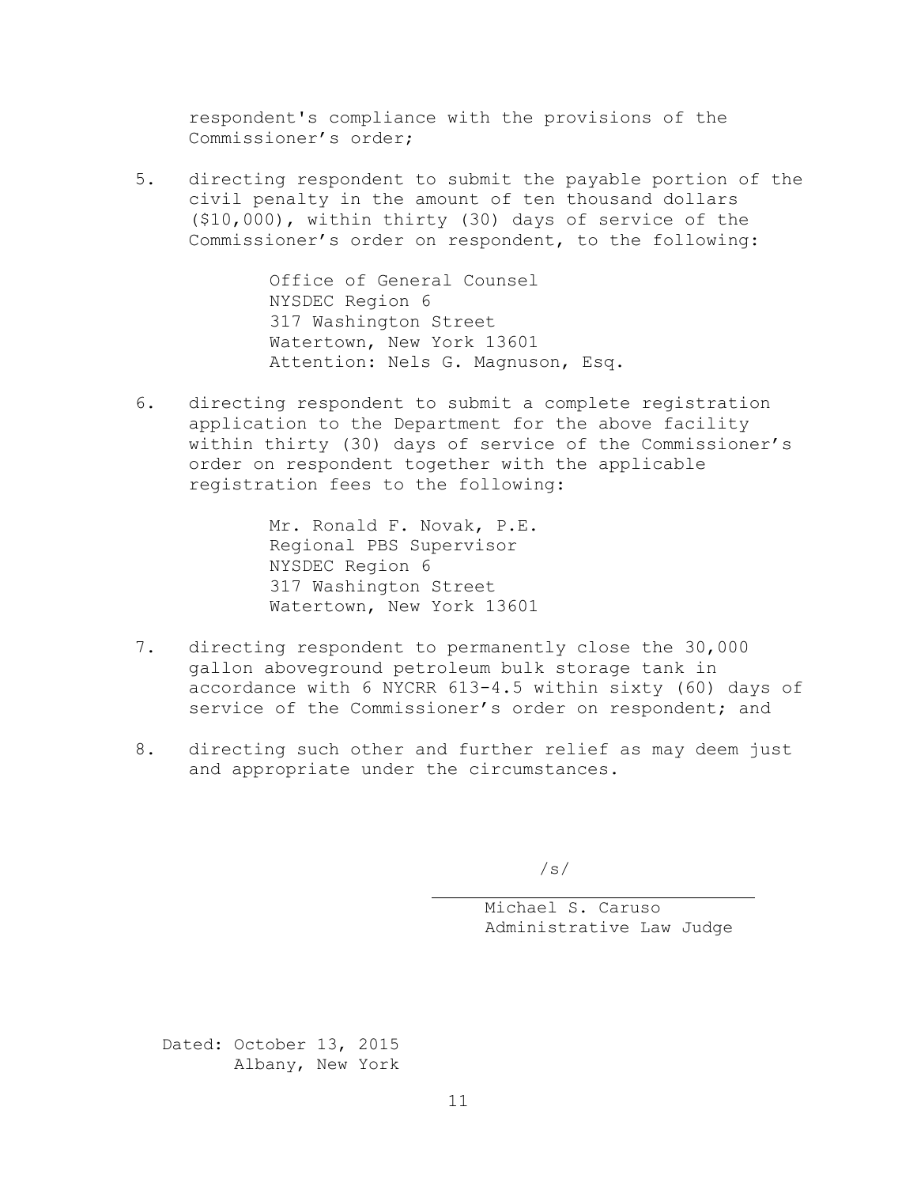respondent's compliance with the provisions of the Commissioner's order;

5. directing respondent to submit the payable portion of the civil penalty in the amount of ten thousand dollars ($10,000), within thirty (30) days of service of the Commissioner's order on respondent, to the following:

   Office of General Counsel
   NYSDEC Region 6
   317 Washington Street
   Watertown, New York 13601
   Attention: Nels G. Magnuson, Esq.

6. directing respondent to submit a complete registration application to the Department for the above facility within thirty (30) days of service of the Commissioner's order on respondent together with the applicable registration fees to the following:

   Mr. Ronald F. Novak, P.E.
   Regional PBS Supervisor
   NYSDEC Region 6
   317 Washington Street
   Watertown, New York 13601

7. directing respondent to permanently close the 30,000 gallon aboveground petroleum bulk storage tank in accordance with 6 NYCRR 613-4.5 within sixty (60) days of service of the Commissioner's order on respondent; and

8. directing such other and further relief as may deem just and appropriate under the circumstances.

/s/

Michael S. Caruso
Administrative Law Judge

Dated: October 13, 2015
Albany, New York